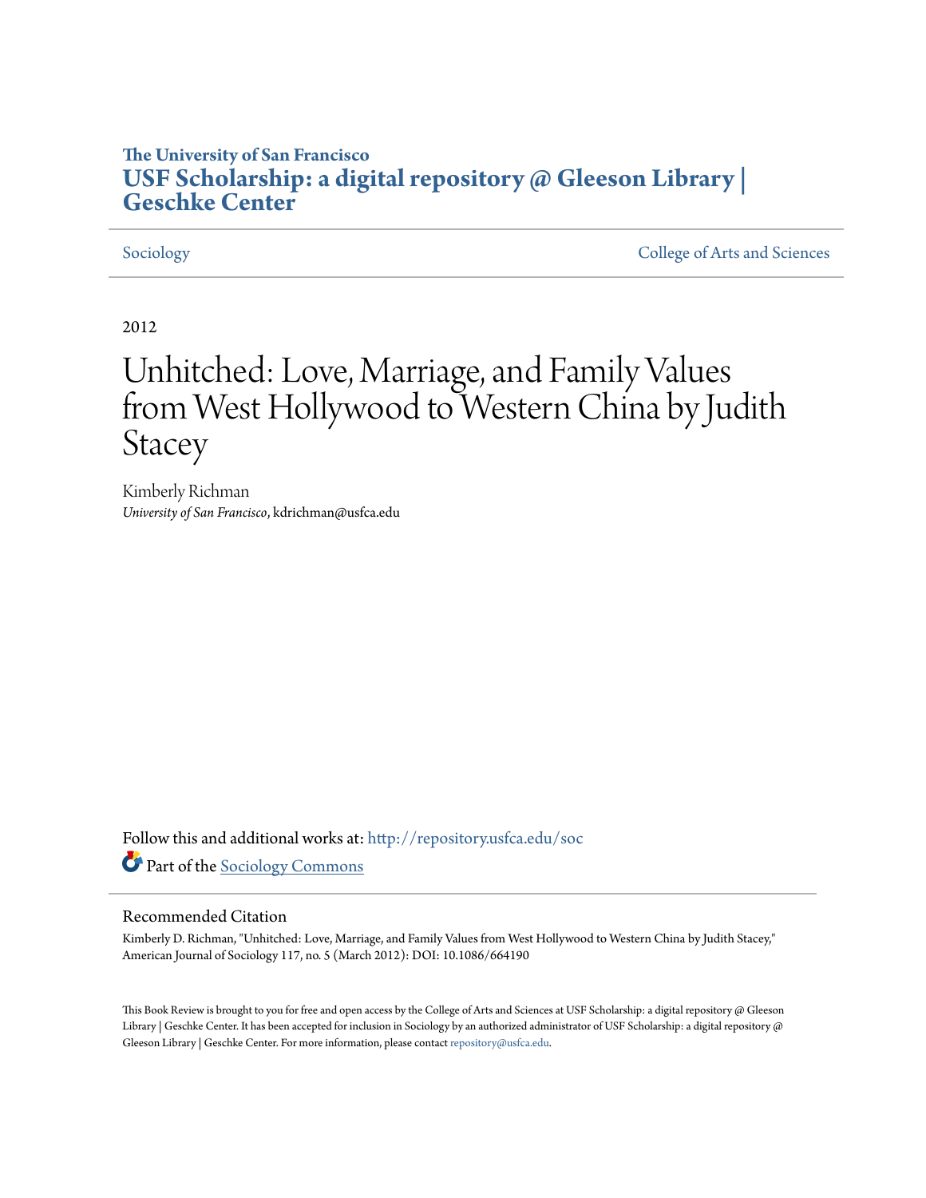**The University of San Francisco**

# USF Scholarship: a digital repository @ Gleeson Library | Geschke Center

Sociology | College of Arts and Sciences

2012

# Unhitched: Love, Marriage, and Family Values from West Hollywood to Western China by Judith Stacey

Kimberly Richman
*University of San Francisco*, kdrichman@usfca.edu

Follow this and additional works at: http://repository.usfca.edu/soc

Part of the Sociology Commons

## Recommended Citation

Kimberly D. Richman, "Unhitched: Love, Marriage, and Family Values from West Hollywood to Western China by Judith Stacey," American Journal of Sociology 117, no. 5 (March 2012): DOI: 10.1086/664190

This Book Review is brought to you for free and open access by the College of Arts and Sciences at USF Scholarship: a digital repository @ Gleeson Library | Geschke Center. It has been accepted for inclusion in Sociology by an authorized administrator of USF Scholarship: a digital repository @ Gleeson Library | Geschke Center. For more information, please contact repository@usfca.edu.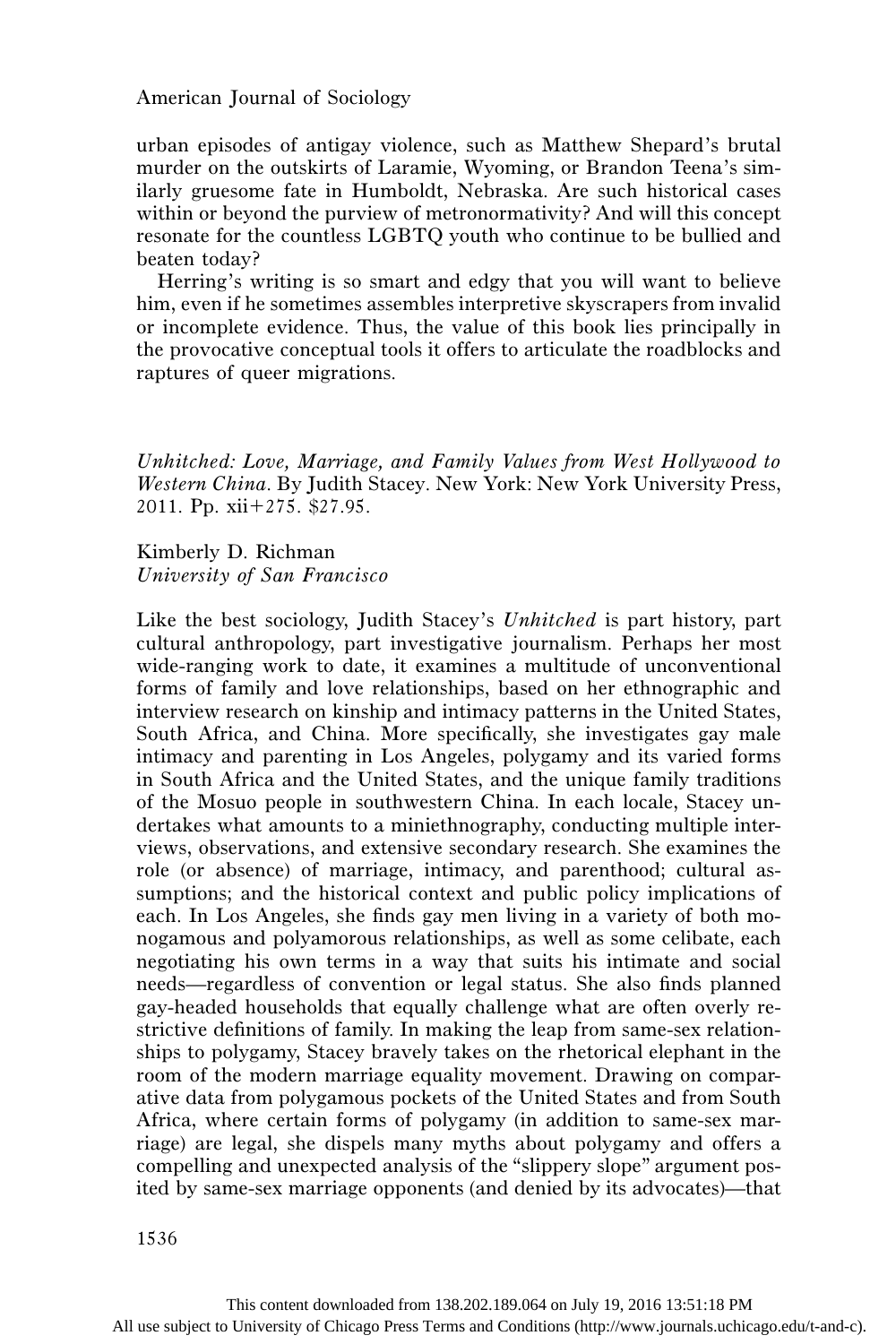urban episodes of antigay violence, such as Matthew Shepard's brutal murder on the outskirts of Laramie, Wyoming, or Brandon Teena's similarly gruesome fate in Humboldt, Nebraska. Are such historical cases within or beyond the purview of metronormativity? And will this concept resonate for the countless LGBTQ youth who continue to be bullied and beaten today?

Herring's writing is so smart and edgy that you will want to believe him, even if he sometimes assembles interpretive skyscrapers from invalid or incomplete evidence. Thus, the value of this book lies principally in the provocative conceptual tools it offers to articulate the roadblocks and raptures of queer migrations.

*Unhitched: Love, Marriage, and Family Values from West Hollywood to Western China*. By Judith Stacey. New York: New York University Press, 2011. Pp. xii+275. $27.95.

Kimberly D. Richman
*University of San Francisco*

Like the best sociology, Judith Stacey's *Unhitched* is part history, part cultural anthropology, part investigative journalism. Perhaps her most wide-ranging work to date, it examines a multitude of unconventional forms of family and love relationships, based on her ethnographic and interview research on kinship and intimacy patterns in the United States, South Africa, and China. More specifically, she investigates gay male intimacy and parenting in Los Angeles, polygamy and its varied forms in South Africa and the United States, and the unique family traditions of the Mosuo people in southwestern China. In each locale, Stacey undertakes what amounts to a miniethnography, conducting multiple interviews, observations, and extensive secondary research. She examines the role (or absence) of marriage, intimacy, and parenthood; cultural assumptions; and the historical context and public policy implications of each. In Los Angeles, she finds gay men living in a variety of both monogamous and polyamorous relationships, as well as some celibate, each negotiating his own terms in a way that suits his intimate and social needs—regardless of convention or legal status. She also finds planned gay-headed households that equally challenge what are often overly restrictive definitions of family. In making the leap from same-sex relationships to polygamy, Stacey bravely takes on the rhetorical elephant in the room of the modern marriage equality movement. Drawing on comparative data from polygamous pockets of the United States and from South Africa, where certain forms of polygamy (in addition to same-sex marriage) are legal, she dispels many myths about polygamy and offers a compelling and unexpected analysis of the "slippery slope" argument posited by same-sex marriage opponents (and denied by its advocates)—that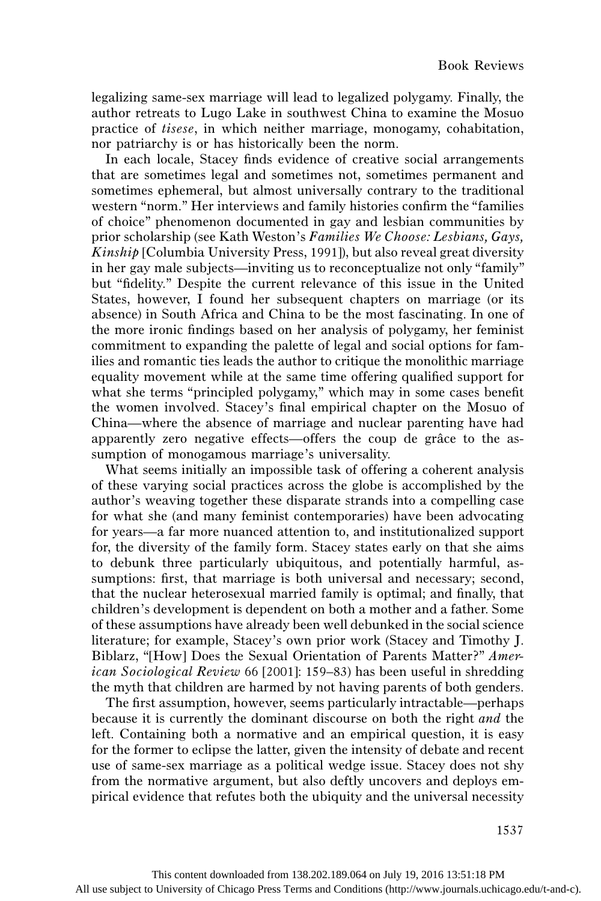legalizing same-sex marriage will lead to legalized polygamy. Finally, the author retreats to Lugo Lake in southwest China to examine the Mosuo practice of *tisese*, in which neither marriage, monogamy, cohabitation, nor patriarchy is or has historically been the norm.

In each locale, Stacey finds evidence of creative social arrangements that are sometimes legal and sometimes not, sometimes permanent and sometimes ephemeral, but almost universally contrary to the traditional western "norm." Her interviews and family histories confirm the "families of choice" phenomenon documented in gay and lesbian communities by prior scholarship (see Kath Weston's *Families We Choose: Lesbians, Gays, Kinship* [Columbia University Press, 1991]), but also reveal great diversity in her gay male subjects—inviting us to reconceptualize not only "family" but "fidelity." Despite the current relevance of this issue in the United States, however, I found her subsequent chapters on marriage (or its absence) in South Africa and China to be the most fascinating. In one of the more ironic findings based on her analysis of polygamy, her feminist commitment to expanding the palette of legal and social options for families and romantic ties leads the author to critique the monolithic marriage equality movement while at the same time offering qualified support for what she terms "principled polygamy," which may in some cases benefit the women involved. Stacey's final empirical chapter on the Mosuo of China—where the absence of marriage and nuclear parenting have had apparently zero negative effects—offers the coup de grâce to the assumption of monogamous marriage's universality.

What seems initially an impossible task of offering a coherent analysis of these varying social practices across the globe is accomplished by the author's weaving together these disparate strands into a compelling case for what she (and many feminist contemporaries) have been advocating for years—a far more nuanced attention to, and institutionalized support for, the diversity of the family form. Stacey states early on that she aims to debunk three particularly ubiquitous, and potentially harmful, assumptions: first, that marriage is both universal and necessary; second, that the nuclear heterosexual married family is optimal; and finally, that children's development is dependent on both a mother and a father. Some of these assumptions have already been well debunked in the social science literature; for example, Stacey's own prior work (Stacey and Timothy J. Biblarz, "[How] Does the Sexual Orientation of Parents Matter?" *American Sociological Review* 66 [2001]: 159–83) has been useful in shredding the myth that children are harmed by not having parents of both genders.

The first assumption, however, seems particularly intractable—perhaps because it is currently the dominant discourse on both the right *and* the left. Containing both a normative and an empirical question, it is easy for the former to eclipse the latter, given the intensity of debate and recent use of same-sex marriage as a political wedge issue. Stacey does not shy from the normative argument, but also deftly uncovers and deploys empirical evidence that refutes both the ubiquity and the universal necessity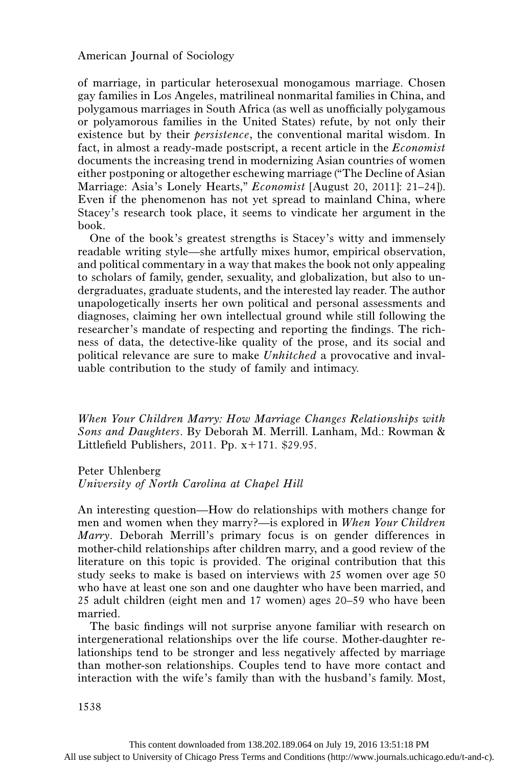of marriage, in particular heterosexual monogamous marriage. Chosen gay families in Los Angeles, matrilineal nonmarital families in China, and polygamous marriages in South Africa (as well as unofficially polygamous or polyamorous families in the United States) refute, by not only their existence but by their *persistence*, the conventional marital wisdom. In fact, in almost a ready-made postscript, a recent article in the *Economist* documents the increasing trend in modernizing Asian countries of women either postponing or altogether eschewing marriage ("The Decline of Asian Marriage: Asia's Lonely Hearts," *Economist* [August 20, 2011]: 21–24]). Even if the phenomenon has not yet spread to mainland China, where Stacey's research took place, it seems to vindicate her argument in the book.

One of the book's greatest strengths is Stacey's witty and immensely readable writing style—she artfully mixes humor, empirical observation, and political commentary in a way that makes the book not only appealing to scholars of family, gender, sexuality, and globalization, but also to undergraduates, graduate students, and the interested lay reader. The author unapologetically inserts her own political and personal assessments and diagnoses, claiming her own intellectual ground while still following the researcher's mandate of respecting and reporting the findings. The richness of data, the detective-like quality of the prose, and its social and political relevance are sure to make *Unhitched* a provocative and invaluable contribution to the study of family and intimacy.

*When Your Children Marry: How Marriage Changes Relationships with Sons and Daughters*. By Deborah M. Merrill. Lanham, Md.: Rowman & Littlefield Publishers, 2011. Pp. x+171. $29.95.

Peter Uhlenberg
*University of North Carolina at Chapel Hill*

An interesting question—How do relationships with mothers change for men and women when they marry?—is explored in *When Your Children Marry*. Deborah Merrill's primary focus is on gender differences in mother-child relationships after children marry, and a good review of the literature on this topic is provided. The original contribution that this study seeks to make is based on interviews with 25 women over age 50 who have at least one son and one daughter who have been married, and 25 adult children (eight men and 17 women) ages 20–59 who have been married.

The basic findings will not surprise anyone familiar with research on intergenerational relationships over the life course. Mother-daughter relationships tend to be stronger and less negatively affected by marriage than mother-son relationships. Couples tend to have more contact and interaction with the wife's family than with the husband's family. Most,